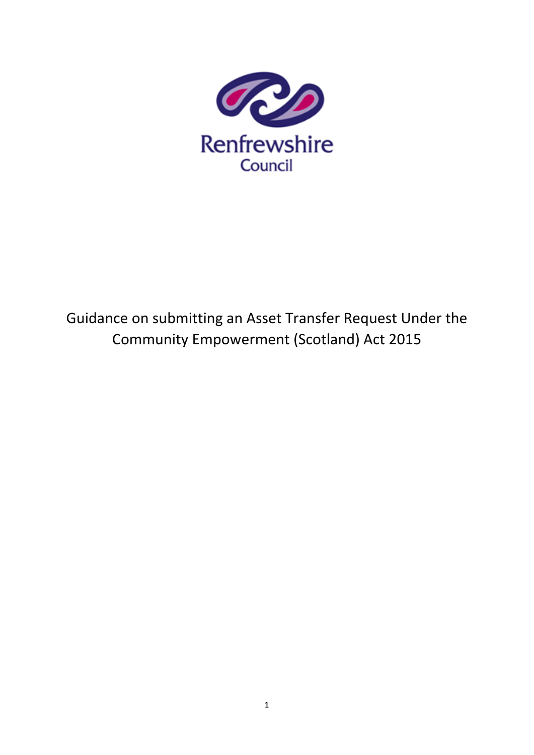Renfrewshire Council

# Guidance on submitting an Asset Transfer Request Under the Community Empowerment (Scotland) Act 2015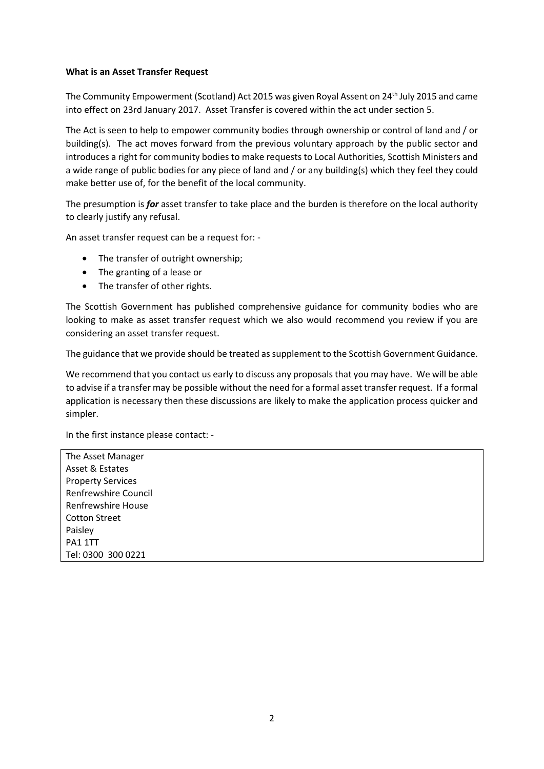**What is an Asset Transfer Request**

The Community Empowerment (Scotland) Act 2015 was given Royal Assent on 24th July 2015 and came into effect on 23rd January 2017. Asset Transfer is covered within the act under section 5.

The Act is seen to help to empower community bodies through ownership or control of land and / or building(s). The act moves forward from the previous voluntary approach by the public sector and introduces a right for community bodies to make requests to Local Authorities, Scottish Ministers and a wide range of public bodies for any piece of land and / or any building(s) which they feel they could make better use of, for the benefit of the local community.

The presumption is ***for*** asset transfer to take place and the burden is therefore on the local authority to clearly justify any refusal.

An asset transfer request can be a request for: -

- The transfer of outright ownership;
- The granting of a lease or
- The transfer of other rights.

The Scottish Government has published comprehensive guidance for community bodies who are looking to make as asset transfer request which we also would recommend you review if you are considering an asset transfer request.

The guidance that we provide should be treated as supplement to the Scottish Government Guidance.

We recommend that you contact us early to discuss any proposals that you may have. We will be able to advise if a transfer may be possible without the need for a formal asset transfer request. If a formal application is necessary then these discussions are likely to make the application process quicker and simpler.

In the first instance please contact: -

| The Asset Manager<br>Asset & Estates<br>Property Services<br>Renfrewshire Council<br>Renfrewshire House<br>Cotton Street<br>Paisley<br>PA1 1TT<br>Tel: 0300 300 0221 |
|---|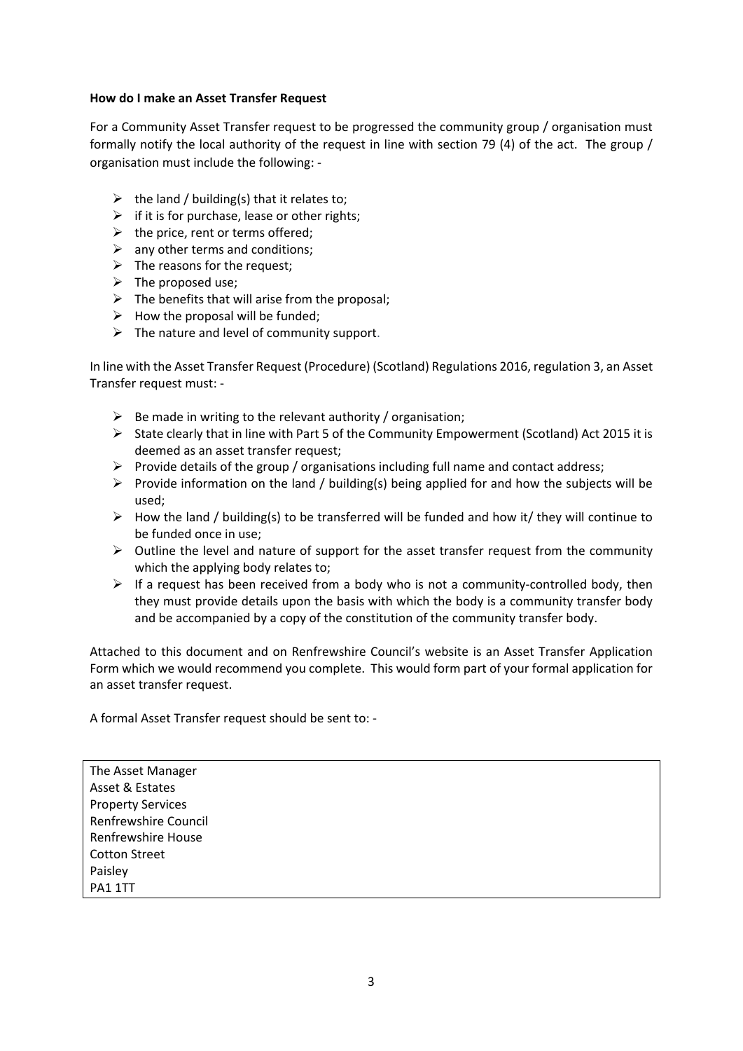**How do I make an Asset Transfer Request**

For a Community Asset Transfer request to be progressed the community group / organisation must formally notify the local authority of the request in line with section 79 (4) of the act. The group / organisation must include the following: -

- the land / building(s) that it relates to;
- if it is for purchase, lease or other rights;
- the price, rent or terms offered;
- any other terms and conditions;
- The reasons for the request;
- The proposed use;
- The benefits that will arise from the proposal;
- How the proposal will be funded;
- The nature and level of community support.

In line with the Asset Transfer Request (Procedure) (Scotland) Regulations 2016, regulation 3, an Asset Transfer request must: -

- Be made in writing to the relevant authority / organisation;
- State clearly that in line with Part 5 of the Community Empowerment (Scotland) Act 2015 it is deemed as an asset transfer request;
- Provide details of the group / organisations including full name and contact address;
- Provide information on the land / building(s) being applied for and how the subjects will be used;
- How the land / building(s) to be transferred will be funded and how it/ they will continue to be funded once in use;
- Outline the level and nature of support for the asset transfer request from the community which the applying body relates to;
- If a request has been received from a body who is not a community-controlled body, then they must provide details upon the basis with which the body is a community transfer body and be accompanied by a copy of the constitution of the community transfer body.

Attached to this document and on Renfrewshire Council's website is an Asset Transfer Application Form which we would recommend you complete. This would form part of your formal application for an asset transfer request.

A formal Asset Transfer request should be sent to: -

The Asset Manager
Asset & Estates
Property Services
Renfrewshire Council
Renfrewshire House
Cotton Street
Paisley
PA1 1TT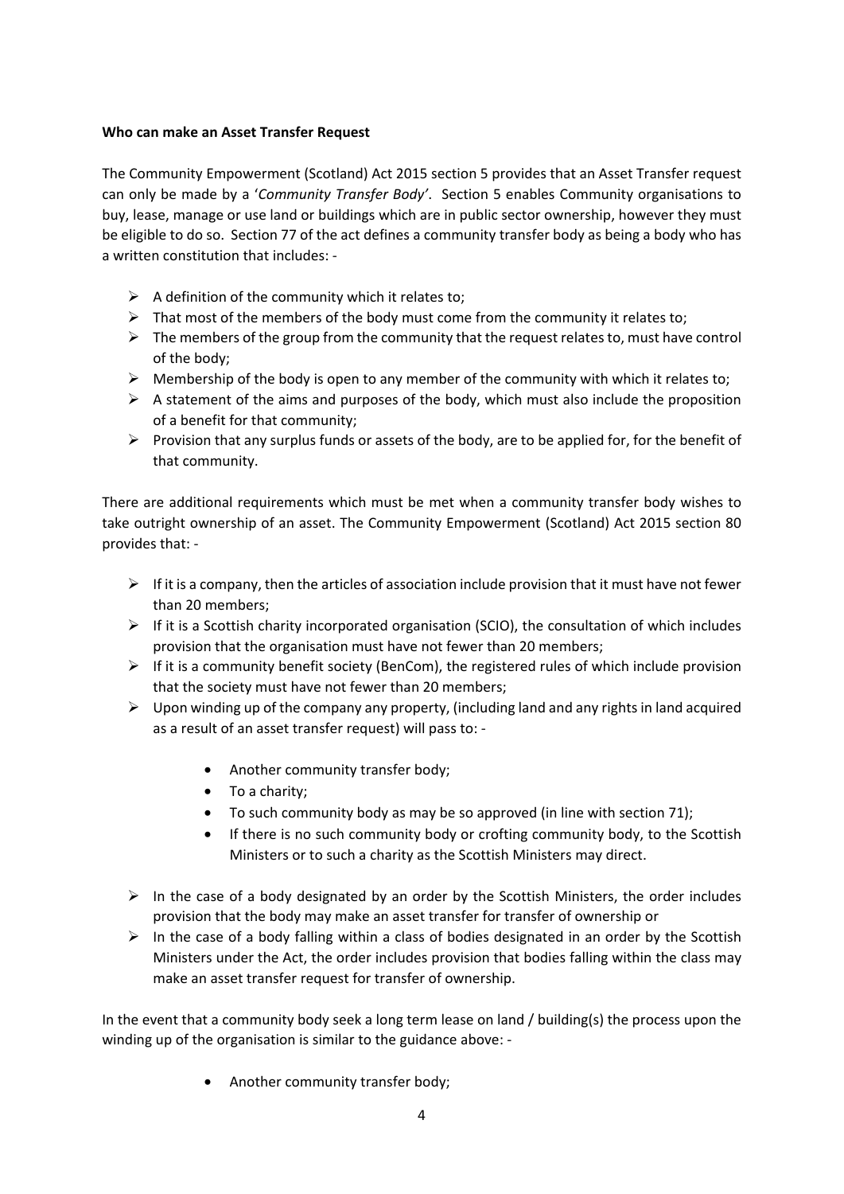**Who can make an Asset Transfer Request**

The Community Empowerment (Scotland) Act 2015 section 5 provides that an Asset Transfer request can only be made by a '*Community Transfer Body'*. Section 5 enables Community organisations to buy, lease, manage or use land or buildings which are in public sector ownership, however they must be eligible to do so. Section 77 of the act defines a community transfer body as being a body who has a written constitution that includes: -

- A definition of the community which it relates to;
- That most of the members of the body must come from the community it relates to;
- The members of the group from the community that the request relates to, must have control of the body;
- Membership of the body is open to any member of the community with which it relates to;
- A statement of the aims and purposes of the body, which must also include the proposition of a benefit for that community;
- Provision that any surplus funds or assets of the body, are to be applied for, for the benefit of that community.

There are additional requirements which must be met when a community transfer body wishes to take outright ownership of an asset. The Community Empowerment (Scotland) Act 2015 section 80 provides that: -

- If it is a company, then the articles of association include provision that it must have not fewer than 20 members;
- If it is a Scottish charity incorporated organisation (SCIO), the consultation of which includes provision that the organisation must have not fewer than 20 members;
- If it is a community benefit society (BenCom), the registered rules of which include provision that the society must have not fewer than 20 members;
- Upon winding up of the company any property, (including land and any rights in land acquired as a result of an asset transfer request) will pass to: -
    - Another community transfer body;
    - To a charity;
    - To such community body as may be so approved (in line with section 71);
    - If there is no such community body or crofting community body, to the Scottish Ministers or to such a charity as the Scottish Ministers may direct.
- In the case of a body designated by an order by the Scottish Ministers, the order includes provision that the body may make an asset transfer for transfer of ownership or
- In the case of a body falling within a class of bodies designated in an order by the Scottish Ministers under the Act, the order includes provision that bodies falling within the class may make an asset transfer request for transfer of ownership.

In the event that a community body seek a long term lease on land / building(s) the process upon the winding up of the organisation is similar to the guidance above: -

- Another community transfer body;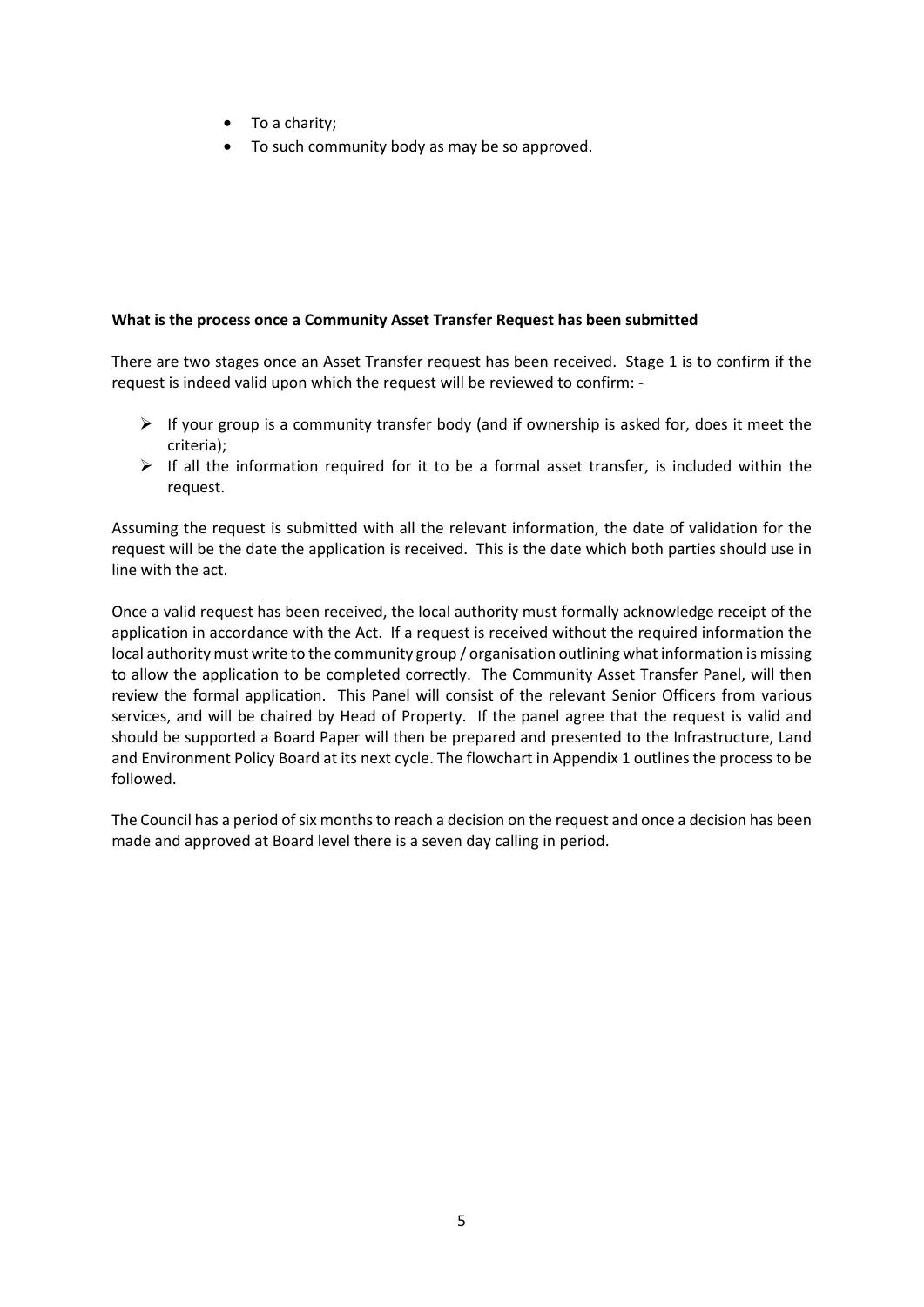- To a charity;
- To such community body as may be so approved.

**What is the process once a Community Asset Transfer Request has been submitted**

There are two stages once an Asset Transfer request has been received. Stage 1 is to confirm if the request is indeed valid upon which the request will be reviewed to confirm: -

- If your group is a community transfer body (and if ownership is asked for, does it meet the criteria);
- If all the information required for it to be a formal asset transfer, is included within the request.

Assuming the request is submitted with all the relevant information, the date of validation for the request will be the date the application is received. This is the date which both parties should use in line with the act.

Once a valid request has been received, the local authority must formally acknowledge receipt of the application in accordance with the Act. If a request is received without the required information the local authority must write to the community group / organisation outlining what information is missing to allow the application to be completed correctly. The Community Asset Transfer Panel, will then review the formal application. This Panel will consist of the relevant Senior Officers from various services, and will be chaired by Head of Property. If the panel agree that the request is valid and should be supported a Board Paper will then be prepared and presented to the Infrastructure, Land and Environment Policy Board at its next cycle. The flowchart in Appendix 1 outlines the process to be followed.

The Council has a period of six months to reach a decision on the request and once a decision has been made and approved at Board level there is a seven day calling in period.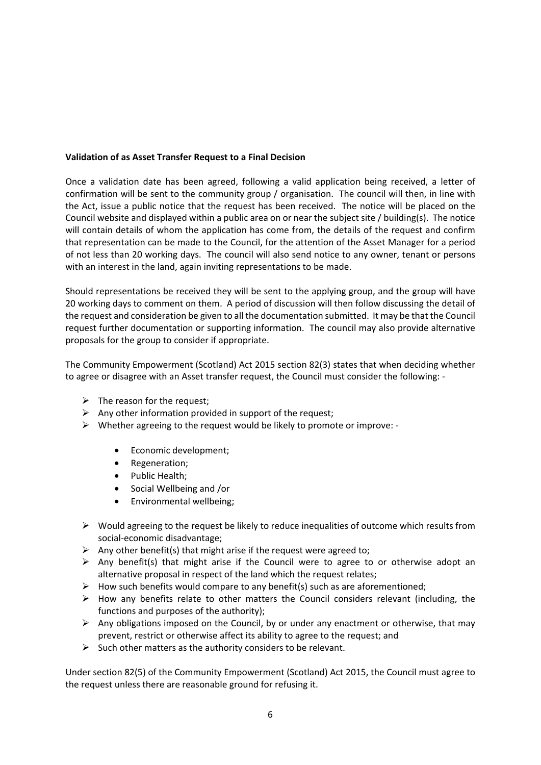**Validation of as Asset Transfer Request to a Final Decision**

Once a validation date has been agreed, following a valid application being received, a letter of confirmation will be sent to the community group / organisation. The council will then, in line with the Act, issue a public notice that the request has been received. The notice will be placed on the Council website and displayed within a public area on or near the subject site / building(s). The notice will contain details of whom the application has come from, the details of the request and confirm that representation can be made to the Council, for the attention of the Asset Manager for a period of not less than 20 working days. The council will also send notice to any owner, tenant or persons with an interest in the land, again inviting representations to be made.

Should representations be received they will be sent to the applying group, and the group will have 20 working days to comment on them. A period of discussion will then follow discussing the detail of the request and consideration be given to all the documentation submitted. It may be that the Council request further documentation or supporting information. The council may also provide alternative proposals for the group to consider if appropriate.

The Community Empowerment (Scotland) Act 2015 section 82(3) states that when deciding whether to agree or disagree with an Asset transfer request, the Council must consider the following: -

- The reason for the request;
- Any other information provided in support of the request;
- Whether agreeing to the request would be likely to promote or improve: -
  - Economic development;
  - Regeneration;
  - Public Health;
  - Social Wellbeing and /or
  - Environmental wellbeing;
- Would agreeing to the request be likely to reduce inequalities of outcome which results from social-economic disadvantage;
- Any other benefit(s) that might arise if the request were agreed to;
- Any benefit(s) that might arise if the Council were to agree to or otherwise adopt an alternative proposal in respect of the land which the request relates;
- How such benefits would compare to any benefit(s) such as are aforementioned;
- How any benefits relate to other matters the Council considers relevant (including, the functions and purposes of the authority);
- Any obligations imposed on the Council, by or under any enactment or otherwise, that may prevent, restrict or otherwise affect its ability to agree to the request; and
- Such other matters as the authority considers to be relevant.

Under section 82(5) of the Community Empowerment (Scotland) Act 2015, the Council must agree to the request unless there are reasonable ground for refusing it.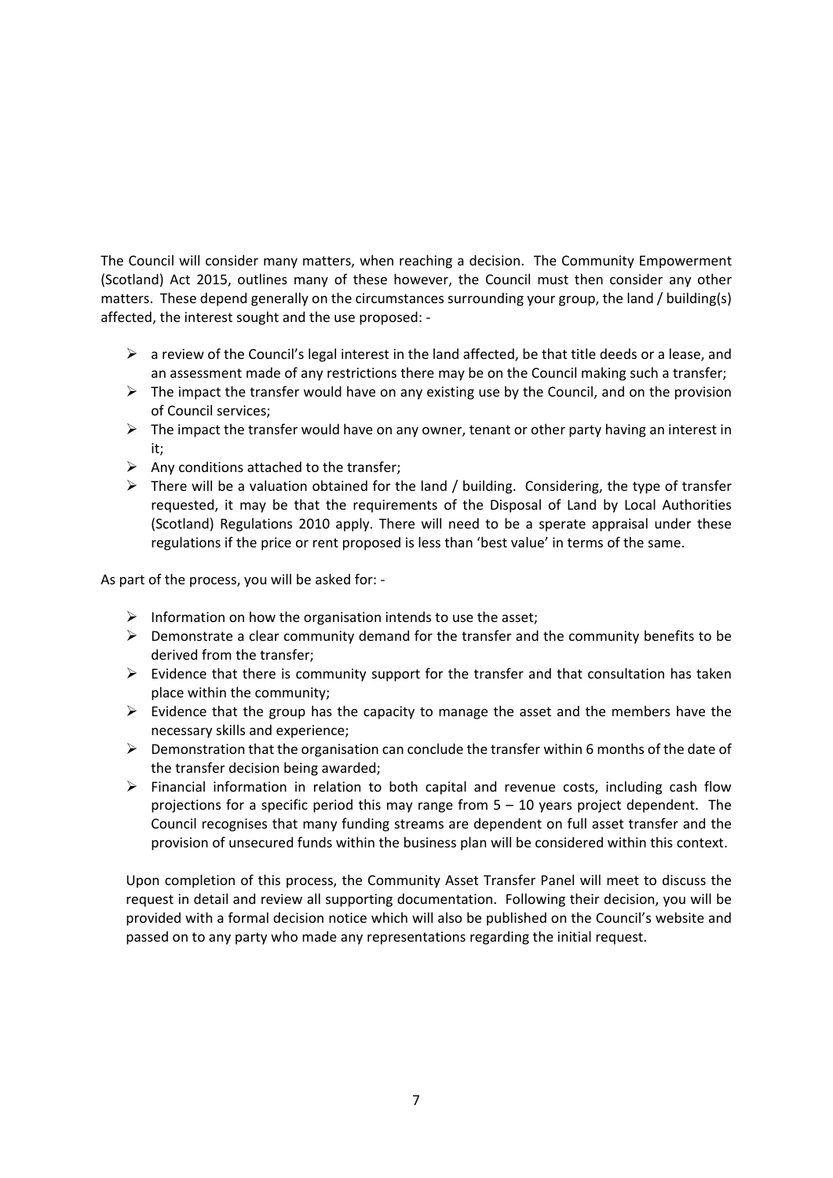The Council will consider many matters, when reaching a decision. The Community Empowerment (Scotland) Act 2015, outlines many of these however, the Council must then consider any other matters. These depend generally on the circumstances surrounding your group, the land / building(s) affected, the interest sought and the use proposed: -

- a review of the Council's legal interest in the land affected, be that title deeds or a lease, and an assessment made of any restrictions there may be on the Council making such a transfer;
- The impact the transfer would have on any existing use by the Council, and on the provision of Council services;
- The impact the transfer would have on any owner, tenant or other party having an interest in it;
- Any conditions attached to the transfer;
- There will be a valuation obtained for the land / building. Considering, the type of transfer requested, it may be that the requirements of the Disposal of Land by Local Authorities (Scotland) Regulations 2010 apply. There will need to be a sperate appraisal under these regulations if the price or rent proposed is less than 'best value' in terms of the same.

As part of the process, you will be asked for: -

- Information on how the organisation intends to use the asset;
- Demonstrate a clear community demand for the transfer and the community benefits to be derived from the transfer;
- Evidence that there is community support for the transfer and that consultation has taken place within the community;
- Evidence that the group has the capacity to manage the asset and the members have the necessary skills and experience;
- Demonstration that the organisation can conclude the transfer within 6 months of the date of the transfer decision being awarded;
- Financial information in relation to both capital and revenue costs, including cash flow projections for a specific period this may range from 5 – 10 years project dependent. The Council recognises that many funding streams are dependent on full asset transfer and the provision of unsecured funds within the business plan will be considered within this context.

Upon completion of this process, the Community Asset Transfer Panel will meet to discuss the request in detail and review all supporting documentation. Following their decision, you will be provided with a formal decision notice which will also be published on the Council's website and passed on to any party who made any representations regarding the initial request.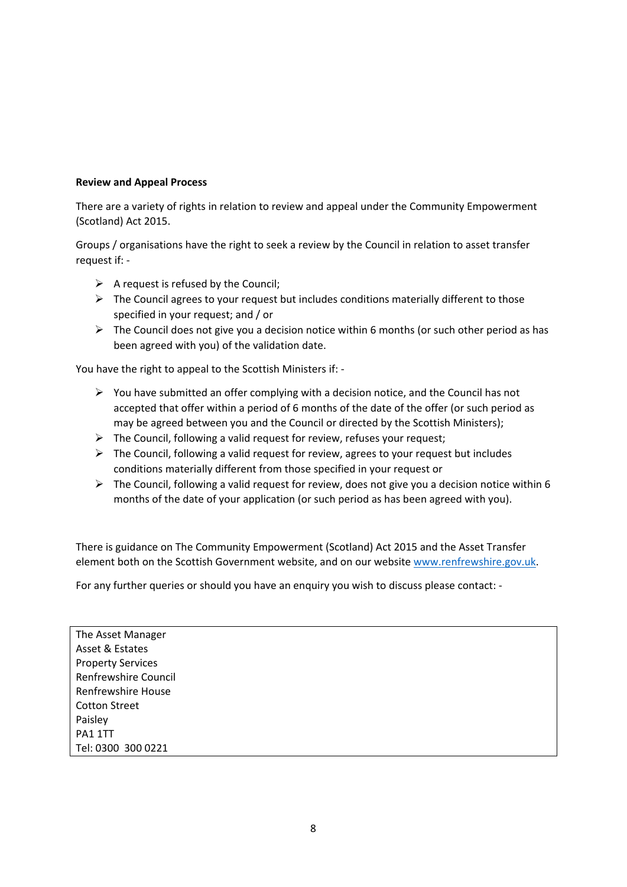**Review and Appeal Process**

There are a variety of rights in relation to review and appeal under the Community Empowerment (Scotland) Act 2015.

Groups / organisations have the right to seek a review by the Council in relation to asset transfer request if: -

- A request is refused by the Council;
- The Council agrees to your request but includes conditions materially different to those specified in your request; and / or
- The Council does not give you a decision notice within 6 months (or such other period as has been agreed with you) of the validation date.

You have the right to appeal to the Scottish Ministers if: -

- You have submitted an offer complying with a decision notice, and the Council has not accepted that offer within a period of 6 months of the date of the offer (or such period as may be agreed between you and the Council or directed by the Scottish Ministers);
- The Council, following a valid request for review, refuses your request;
- The Council, following a valid request for review, agrees to your request but includes conditions materially different from those specified in your request or
- The Council, following a valid request for review, does not give you a decision notice within 6 months of the date of your application (or such period as has been agreed with you).

There is guidance on The Community Empowerment (Scotland) Act 2015 and the Asset Transfer element both on the Scottish Government website, and on our website www.renfrewshire.gov.uk.

For any further queries or should you have an enquiry you wish to discuss please contact: -

| The Asset Manager<br>Asset & Estates<br>Property Services<br>Renfrewshire Council<br>Renfrewshire House<br>Cotton Street<br>Paisley<br>PA1 1TT<br>Tel: 0300 300 0221 |
|---|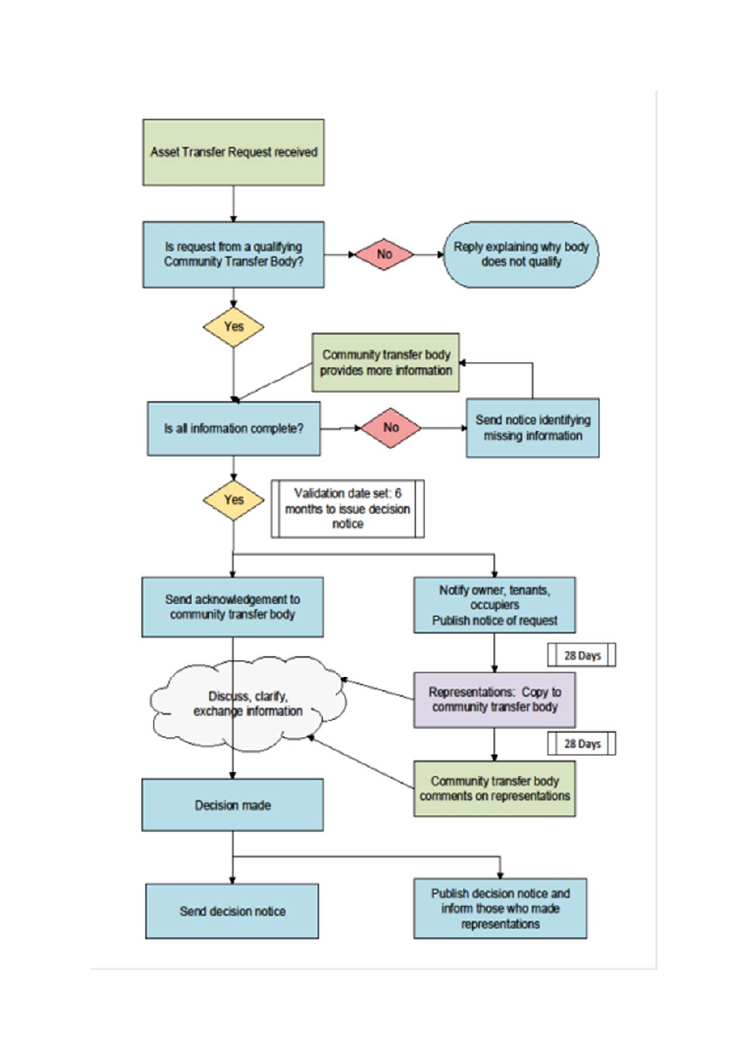Asset Transfer Request received

Is request from a qualifying Community Transfer Body?

No

Reply explaining why body does not qualify

Yes

Community transfer body provides more information

Is all information complete?

No

Send notice identifying missing information

Yes

Validation date set: 6 months to issue decision notice

Send acknowledgement to community transfer body

Notify owner, tenants, occupiers
Publish notice of request

28 Days

Discuss, clarify, exchange information

Representations: Copy to community transfer body

28 Days

Community transfer body comments on representations

Decision made

Send decision notice

Publish decision notice and inform those who made representations